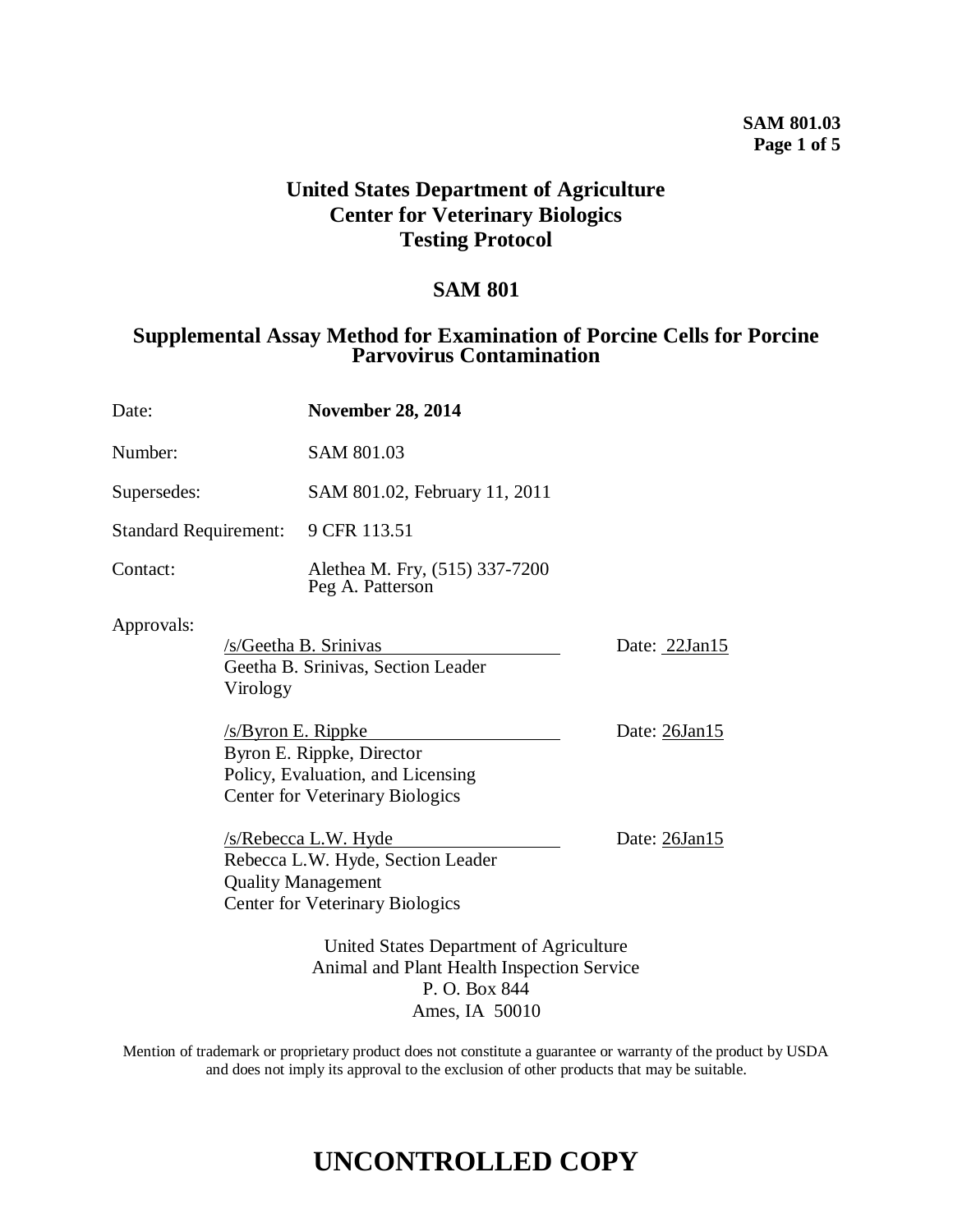**SAM 801.03**

# United States Department of Agriculture
# Center for Veterinary Biologics
# Testing Protocol

## SAM 801

## Supplemental Assay Method for Examination of Porcine Cells for Porcine Parvovirus Contamination

| | |
|---|---|
| Date: | **November 28, 2014** |
| Number: | SAM 801.03 |
| Supersedes: | SAM 801.02, February 11, 2011 |
| Standard Requirement: | 9 CFR 113.51 |
| Contact: | Alethea M. Fry, (515) 337-7200<br>Peg A. Patterson |

Approvals:

/s/Geetha B. Srinivas — Date: 22Jan15
Geetha B. Srinivas, Section Leader
Virology

/s/Byron E. Rippke — Date: 26Jan15
Byron E. Rippke, Director
Policy, Evaluation, and Licensing
Center for Veterinary Biologics

/s/Rebecca L.W. Hyde — Date: 26Jan15
Rebecca L.W. Hyde, Section Leader
Quality Management
Center for Veterinary Biologics

United States Department of Agriculture
Animal and Plant Health Inspection Service
P. O. Box 844
Ames, IA 50010

Mention of trademark or proprietary product does not constitute a guarantee or warranty of the product by USDA and does not imply its approval to the exclusion of other products that may be suitable.

# UNCONTROLLED COPY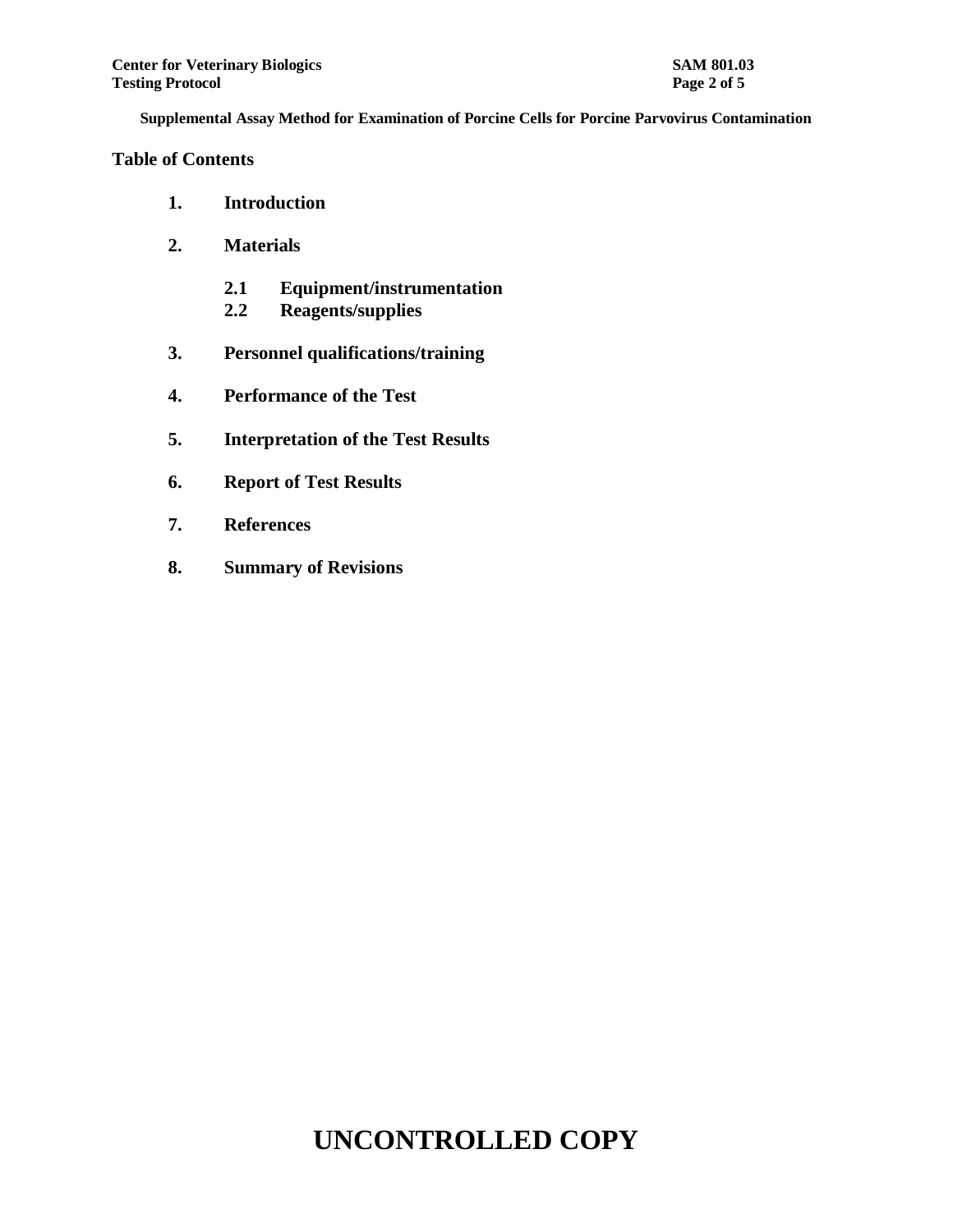**Supplemental Assay Method for Examination of Porcine Cells for Porcine Parvovirus Contamination**

## Table of Contents

1. **Introduction**
2. **Materials**
   - **2.1 Equipment/instrumentation**
   - **2.2 Reagents/supplies**
3. **Personnel qualifications/training**
4. **Performance of the Test**
5. **Interpretation of the Test Results**
6. **Report of Test Results**
7. **References**
8. **Summary of Revisions**

# UNCONTROLLED COPY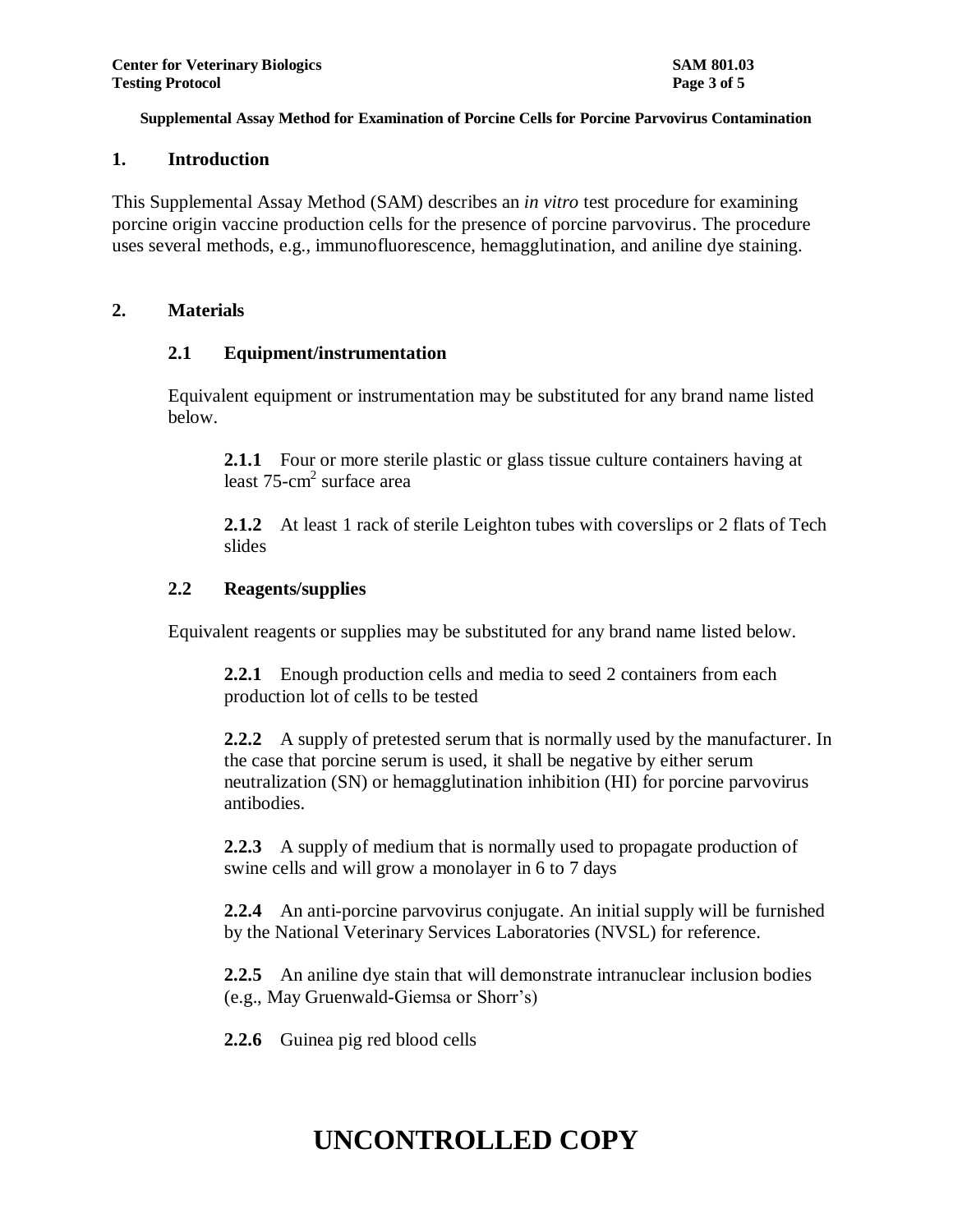**Supplemental Assay Method for Examination of Porcine Cells for Porcine Parvovirus Contamination**

## 1. Introduction

This Supplemental Assay Method (SAM) describes an *in vitro* test procedure for examining porcine origin vaccine production cells for the presence of porcine parvovirus. The procedure uses several methods, e.g., immunofluorescence, hemagglutination, and aniline dye staining.

## 2. Materials

### 2.1 Equipment/instrumentation

Equivalent equipment or instrumentation may be substituted for any brand name listed below.

**2.1.1** Four or more sterile plastic or glass tissue culture containers having at least 75-$cm^2$ surface area

**2.1.2** At least 1 rack of sterile Leighton tubes with coverslips or 2 flats of Tech slides

### 2.2 Reagents/supplies

Equivalent reagents or supplies may be substituted for any brand name listed below.

**2.2.1** Enough production cells and media to seed 2 containers from each production lot of cells to be tested

**2.2.2** A supply of pretested serum that is normally used by the manufacturer. In the case that porcine serum is used, it shall be negative by either serum neutralization (SN) or hemagglutination inhibition (HI) for porcine parvovirus antibodies.

**2.2.3** A supply of medium that is normally used to propagate production of swine cells and will grow a monolayer in 6 to 7 days

**2.2.4** An anti-porcine parvovirus conjugate. An initial supply will be furnished by the National Veterinary Services Laboratories (NVSL) for reference.

**2.2.5** An aniline dye stain that will demonstrate intranuclear inclusion bodies (e.g., May Gruenwald-Giemsa or Shorr's)

**2.2.6** Guinea pig red blood cells

**UNCONTROLLED COPY**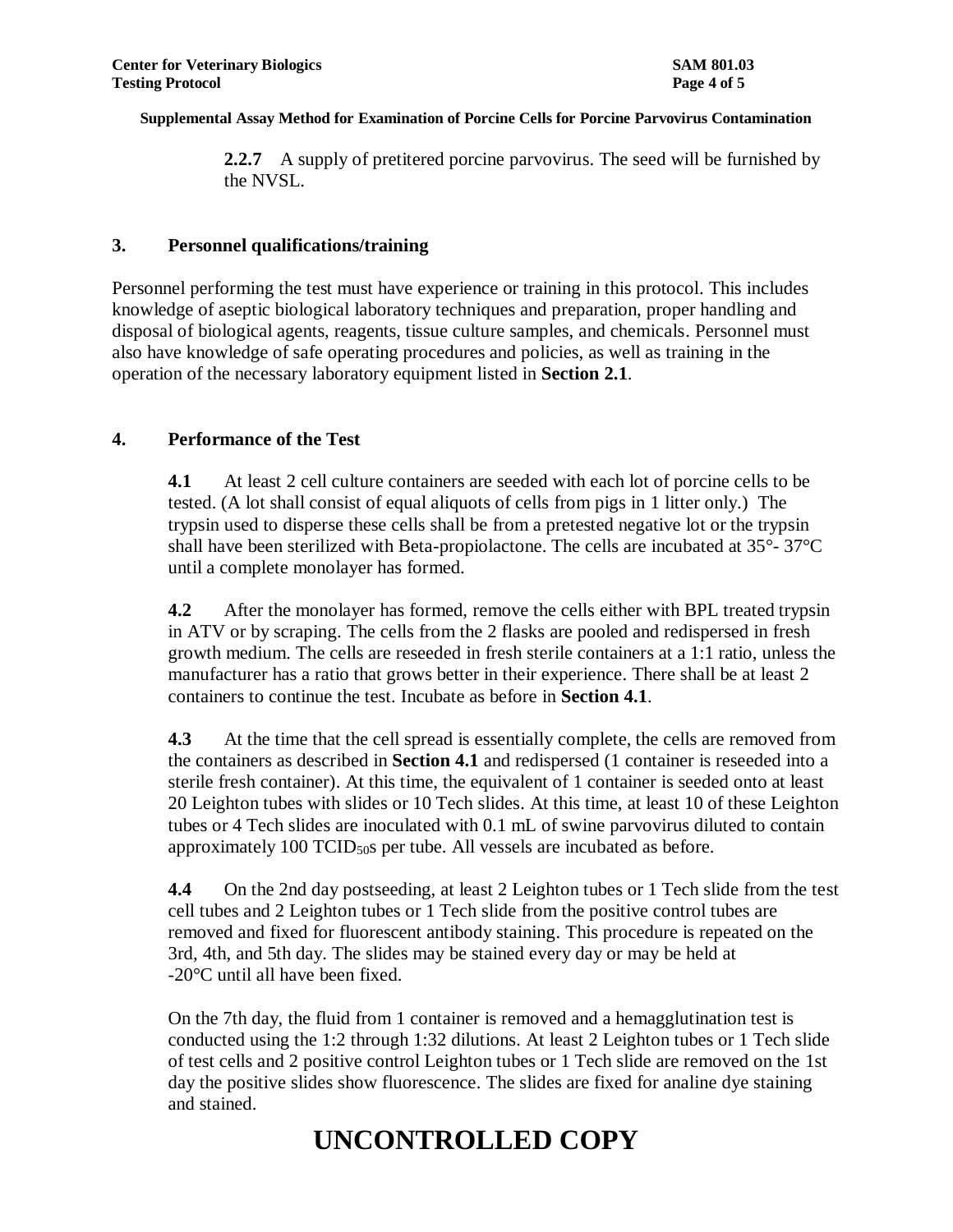**Supplemental Assay Method for Examination of Porcine Cells for Porcine Parvovirus Contamination**

**2.2.7** A supply of pretitered porcine parvovirus. The seed will be furnished by the NVSL.

## 3. Personnel qualifications/training

Personnel performing the test must have experience or training in this protocol. This includes knowledge of aseptic biological laboratory techniques and preparation, proper handling and disposal of biological agents, reagents, tissue culture samples, and chemicals. Personnel must also have knowledge of safe operating procedures and policies, as well as training in the operation of the necessary laboratory equipment listed in **Section 2.1**.

## 4. Performance of the Test

**4.1** At least 2 cell culture containers are seeded with each lot of porcine cells to be tested. (A lot shall consist of equal aliquots of cells from pigs in 1 litter only.) The trypsin used to disperse these cells shall be from a pretested negative lot or the trypsin shall have been sterilized with Beta-propiolactone. The cells are incubated at 35°- 37°C until a complete monolayer has formed.

**4.2** After the monolayer has formed, remove the cells either with BPL treated trypsin in ATV or by scraping. The cells from the 2 flasks are pooled and redispersed in fresh growth medium. The cells are reseeded in fresh sterile containers at a 1:1 ratio, unless the manufacturer has a ratio that grows better in their experience. There shall be at least 2 containers to continue the test. Incubate as before in **Section 4.1**.

**4.3** At the time that the cell spread is essentially complete, the cells are removed from the containers as described in **Section 4.1** and redispersed (1 container is reseeded into a sterile fresh container). At this time, the equivalent of 1 container is seeded onto at least 20 Leighton tubes with slides or 10 Tech slides. At this time, at least 10 of these Leighton tubes or 4 Tech slides are inoculated with 0.1 mL of swine parvovirus diluted to contain approximately 100 $TCID_{50}$s per tube. All vessels are incubated as before.

**4.4** On the 2nd day postseeding, at least 2 Leighton tubes or 1 Tech slide from the test cell tubes and 2 Leighton tubes or 1 Tech slide from the positive control tubes are removed and fixed for fluorescent antibody staining. This procedure is repeated on the 3rd, 4th, and 5th day. The slides may be stained every day or may be held at -20°C until all have been fixed.

On the 7th day, the fluid from 1 container is removed and a hemagglutination test is conducted using the 1:2 through 1:32 dilutions. At least 2 Leighton tubes or 1 Tech slide of test cells and 2 positive control Leighton tubes or 1 Tech slide are removed on the 1st day the positive slides show fluorescence. The slides are fixed for analine dye staining and stained.

**UNCONTROLLED COPY**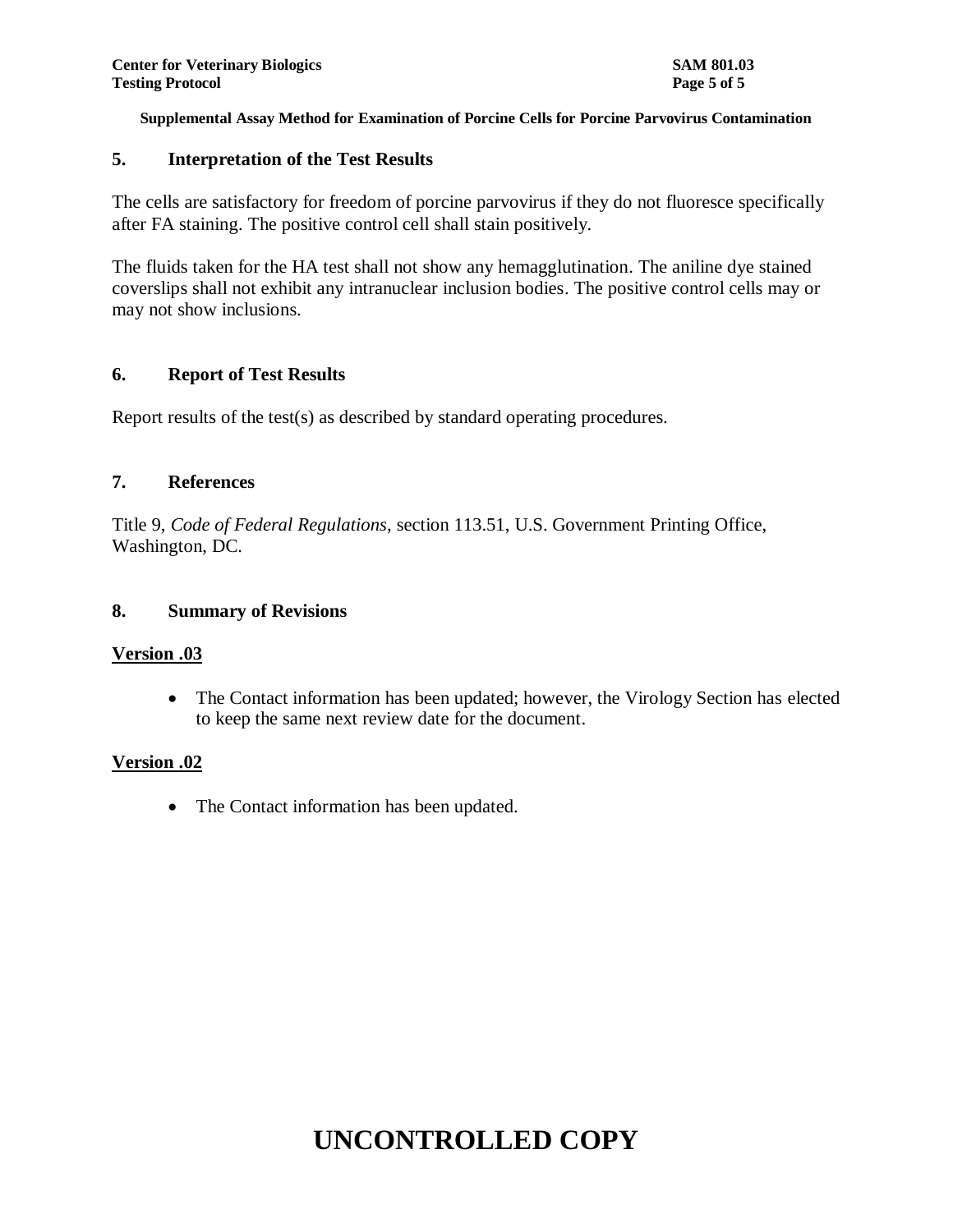## 5. Interpretation of the Test Results

The cells are satisfactory for freedom of porcine parvovirus if they do not fluoresce specifically after FA staining. The positive control cell shall stain positively.

The fluids taken for the HA test shall not show any hemagglutination. The aniline dye stained coverslips shall not exhibit any intranuclear inclusion bodies. The positive control cells may or may not show inclusions.

## 6. Report of Test Results

Report results of the test(s) as described by standard operating procedures.

## 7. References

Title 9, *Code of Federal Regulations*, section 113.51, U.S. Government Printing Office, Washington, DC.

## 8. Summary of Revisions

**Version .03**

- The Contact information has been updated; however, the Virology Section has elected to keep the same next review date for the document.

**Version .02**

- The Contact information has been updated.

**UNCONTROLLED COPY**